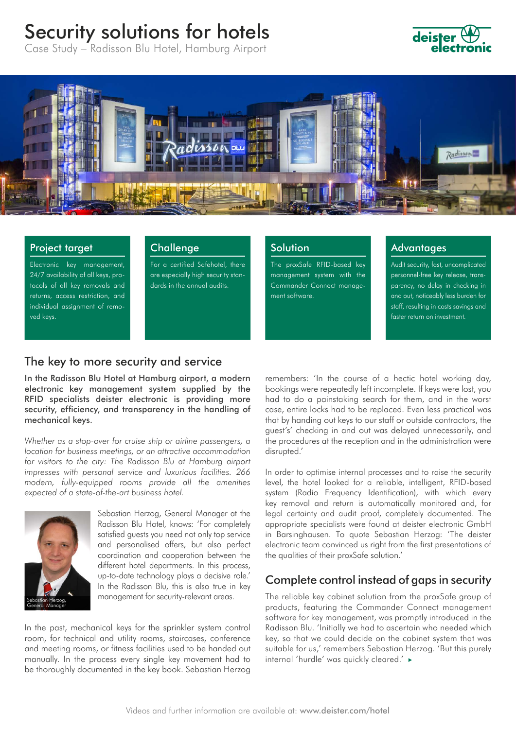# Security solutions for hotels

Case Study – Radisson Blu Hotel, Hamburg Airport

### Project target

Electronic key management, 24/7 availability of all keys, protocols of all key removals and returns, access restriction, and individual assignment of removed keys.

### Challenge

For a certified Safehotel, there are especially high security standards in the annual audits.

### Solution

The proxSafe RFID-based key management system with the Commander Connect management software.

### Advantages

Audit security, fast, uncomplicated personnel-free key release, transparency, no delay in checking in and out, noticeably less burden for staff, resulting in costs savings and faster return on investment.

## The key to more security and service

**In the Radisson Blu Hotel at Hamburg airport, a modern electronic key management system supplied by the RFID specialists deister electronic is providing more security, efficiency, and transparency in the handling of mechanical keys.**

*Whether as a stop-over for cruise ship or airline passengers, a location for business meetings, or an attractive accommodation for visitors to the city: The Radisson Blu at Hamburg airport impresses with personal service and luxurious facilities. 266 modern, fully-equipped rooms provide all the amenities expected of a state-of-the-art business hotel.*

Sebastian Herzog, General Manager

Sebastian Herzog, General Manager at the Radisson Blu Hotel, knows: 'For completely satisfied guests you need not only top service and personalised offers, but also perfect coordination and cooperation between the different hotel departments. In this process, up-to-date technology plays a decisive role.' In the Radisson Blu, this is also true in key management for security-relevant areas.

In the past, mechanical keys for the sprinkler system control room, for technical and utility rooms, staircases, conference and meeting rooms, or fitness facilities used to be handed out manually. In the process every single key movement had to be thoroughly documented in the key book. Sebastian Herzog remembers: 'In the course of a hectic hotel working day, bookings were repeatedly left incomplete. If keys were lost, you had to do a painstaking search for them, and in the worst case, entire locks had to be replaced. Even less practical was that by handing out keys to our staff or outside contractors, the guest's' checking in and out was delayed unnecessarily, and the procedures at the reception and in the administration were disrupted.'

In order to optimise internal processes and to raise the security level, the hotel looked for a reliable, intelligent, RFID-based system (Radio Frequency Identification), with which every key removal and return is automatically monitored and, for legal certainty and audit proof, completely documented. The appropriate specialists were found at deister electronic GmbH in Barsinghausen. To quote Sebastian Herzog: 'The deister electronic team convinced us right from the first presentations of the qualities of their proxSafe solution.'

## Complete control instead of gaps in security

The reliable key cabinet solution from the proxSafe group of products, featuring the Commander Connect management software for key management, was promptly introduced in the Radisson Blu. 'Initially we had to ascertain who needed which key, so that we could decide on the cabinet system that was suitable for us,' remembers Sebastian Herzog. 'But this purely internal 'hurdle' was quickly cleared.' ▸

Videos and further information are available at: **www.deister.com/hotel**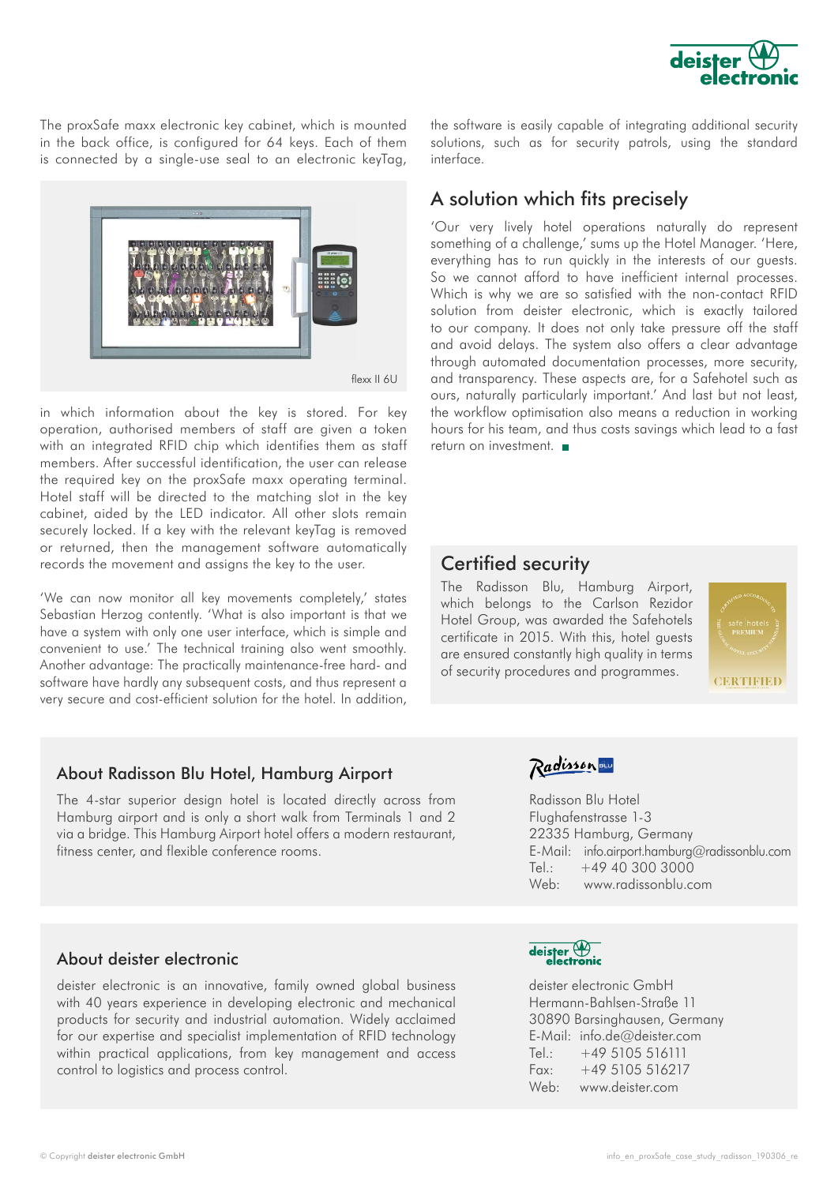The proxSafe maxx electronic key cabinet, which is mounted in the back office, is configured for 64 keys. Each of them is connected by a single-use seal to an electronic keyTag, in which information about the key is stored. For key operation, authorised members of staff are given a token with an integrated RFID chip which identifies them as staff members. After successful identification, the user can release the required key on the proxSafe maxx operating terminal. Hotel staff will be directed to the matching slot in the key cabinet, aided by the LED indicator. All other slots remain securely locked. If a key with the relevant keyTag is removed or returned, then the management software automatically records the movement and assigns the key to the user.

flexx II 6U

'We can now monitor all key movements completely,' states Sebastian Herzog contently. 'What is also important is that we have a system with only one user interface, which is simple and convenient to use.' The technical training also went smoothly. Another advantage: The practically maintenance-free hard- and software have hardly any subsequent costs, and thus represent a very secure and cost-efficient solution for the hotel. In addition, the software is easily capable of integrating additional security solutions, such as for security patrols, using the standard interface.

## A solution which fits precisely

'Our very lively hotel operations naturally do represent something of a challenge,' sums up the Hotel Manager. 'Here, everything has to run quickly in the interests of our guests. So we cannot afford to have inefficient internal processes. Which is why we are so satisfied with the non-contact RFID solution from deister electronic, which is exactly tailored to our company. It does not only take pressure off the staff and avoid delays. The system also offers a clear advantage through automated documentation processes, more security, and transparency. These aspects are, for a Safehotel such as ours, naturally particularly important.' And last but not least, the workflow optimisation also means a reduction in working hours for his team, and thus costs savings which lead to a fast return on investment.

## Certified security

The Radisson Blu, Hamburg Airport, which belongs to the Carlson Rezidor Hotel Group, was awarded the Safehotels certificate in 2015. With this, hotel guests are ensured constantly high quality in terms of security procedures and programmes.

## About Radisson Blu Hotel, Hamburg Airport

The 4-star superior design hotel is located directly across from Hamburg airport and is only a short walk from Terminals 1 and 2 via a bridge. This Hamburg Airport hotel offers a modern restaurant, fitness center, and flexible conference rooms.

Radisson Blu Hotel
Flughafenstrasse 1-3
22335 Hamburg, Germany
E-Mail: info.airport.hamburg@radissonblu.com
Tel.: +49 40 300 3000
Web: www.radissonblu.com

## About deister electronic

deister electronic is an innovative, family owned global business with 40 years experience in developing electronic and mechanical products for security and industrial automation. Widely acclaimed for our expertise and specialist implementation of RFID technology within practical applications, from key management and access control to logistics and process control.

deister electronic GmbH
Hermann-Bahlsen-Straße 11
30890 Barsinghausen, Germany
E-Mail: info.de@deister.com
Tel.: +49 5105 516111
Fax: +49 5105 516217
Web: www.deister.com